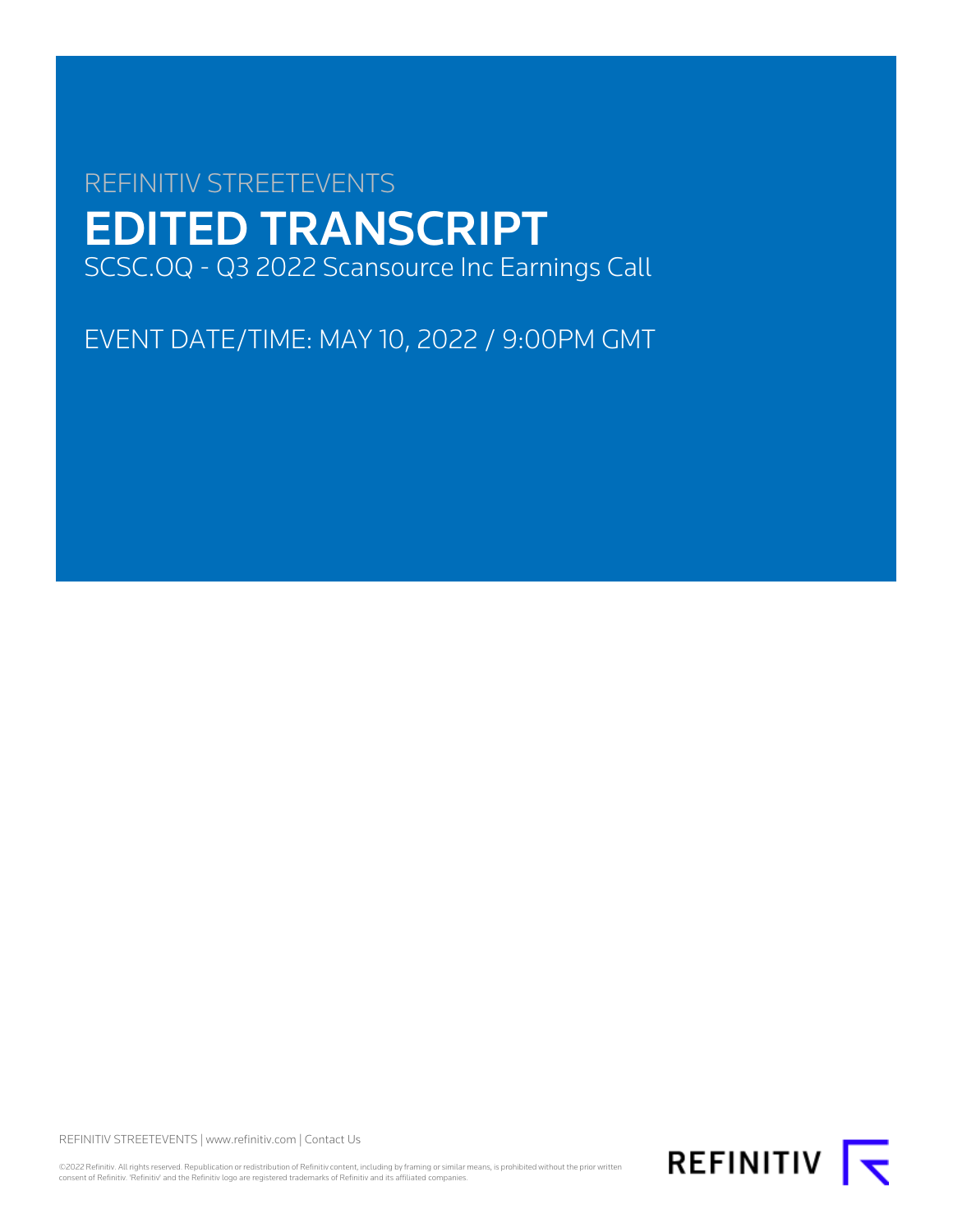REFINITIV STREETEVENTS

# EDITED TRANSCRIPT

SCSC.OQ - Q3 2022 Scansource Inc Earnings Call

EVENT DATE/TIME: MAY 10, 2022 / 9:00PM GMT

REFINITIV STREETEVENTS | www.refinitiv.com | Contact Us

©2022 Refinitiv. All rights reserved. Republication or redistribution of Refinitiv content, including by framing or similar means, is prohibited without the prior written consent of Refinitiv. 'Refinitiv' and the Refinitiv logo are registered trademarks of Refinitiv and its affiliated companies.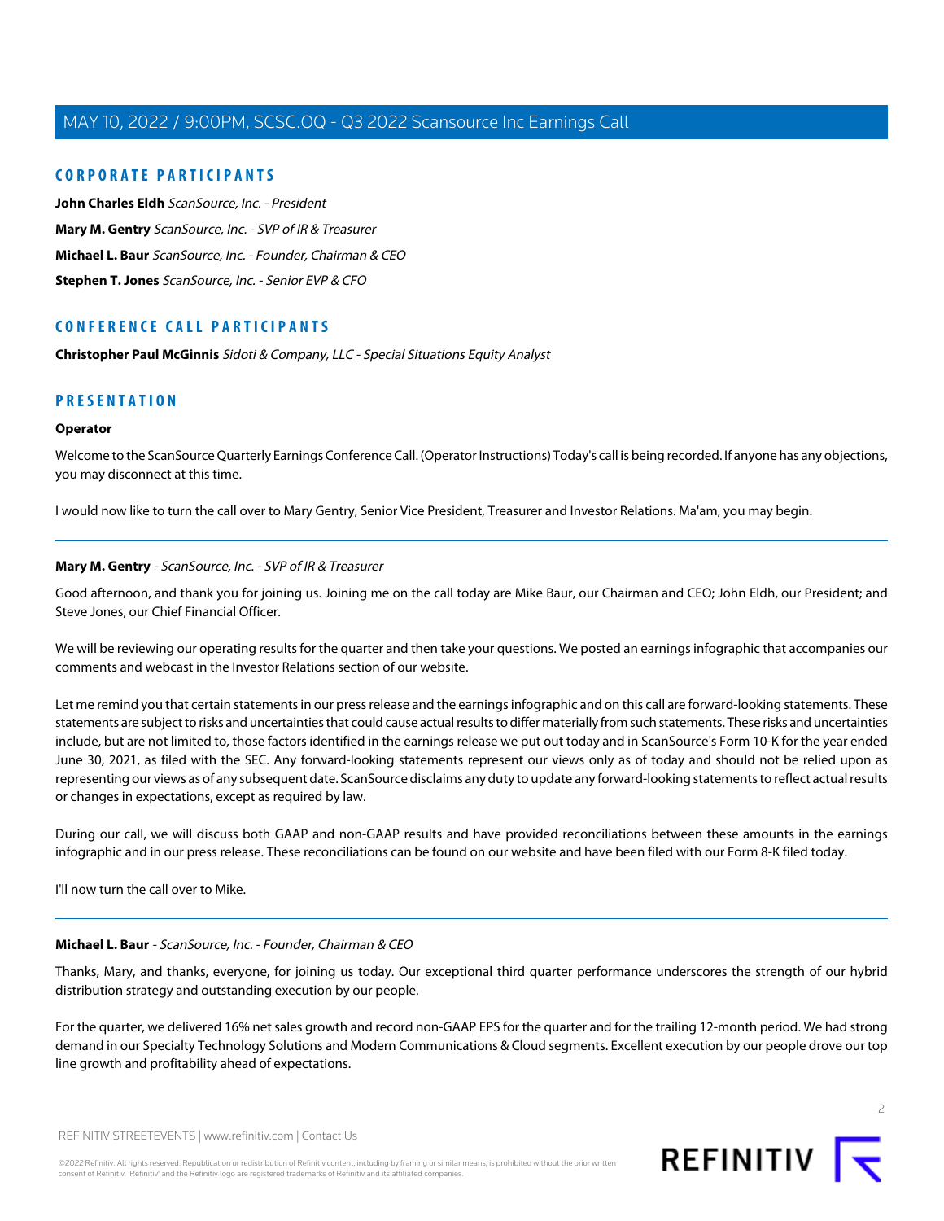## CORPORATE PARTICIPANTS

**John Charles Eldh** *ScanSource, Inc. - President*

**Mary M. Gentry** *ScanSource, Inc. - SVP of IR & Treasurer*

**Michael L. Baur** *ScanSource, Inc. - Founder, Chairman & CEO*

**Stephen T. Jones** *ScanSource, Inc. - Senior EVP & CFO*

## CONFERENCE CALL PARTICIPANTS

**Christopher Paul McGinnis** *Sidoti & Company, LLC - Special Situations Equity Analyst*

## PRESENTATION

**Operator**

Welcome to the ScanSource Quarterly Earnings Conference Call. (Operator Instructions) Today's call is being recorded. If anyone has any objections, you may disconnect at this time.

I would now like to turn the call over to Mary Gentry, Senior Vice President, Treasurer and Investor Relations. Ma'am, you may begin.

---

**Mary M. Gentry** - *ScanSource, Inc. - SVP of IR & Treasurer*

Good afternoon, and thank you for joining us. Joining me on the call today are Mike Baur, our Chairman and CEO; John Eldh, our President; and Steve Jones, our Chief Financial Officer.

We will be reviewing our operating results for the quarter and then take your questions. We posted an earnings infographic that accompanies our comments and webcast in the Investor Relations section of our website.

Let me remind you that certain statements in our press release and the earnings infographic and on this call are forward-looking statements. These statements are subject to risks and uncertainties that could cause actual results to differ materially from such statements. These risks and uncertainties include, but are not limited to, those factors identified in the earnings release we put out today and in ScanSource's Form 10-K for the year ended June 30, 2021, as filed with the SEC. Any forward-looking statements represent our views only as of today and should not be relied upon as representing our views as of any subsequent date. ScanSource disclaims any duty to update any forward-looking statements to reflect actual results or changes in expectations, except as required by law.

During our call, we will discuss both GAAP and non-GAAP results and have provided reconciliations between these amounts in the earnings infographic and in our press release. These reconciliations can be found on our website and have been filed with our Form 8-K filed today.

I'll now turn the call over to Mike.

---

**Michael L. Baur** - *ScanSource, Inc. - Founder, Chairman & CEO*

Thanks, Mary, and thanks, everyone, for joining us today. Our exceptional third quarter performance underscores the strength of our hybrid distribution strategy and outstanding execution by our people.

For the quarter, we delivered 16% net sales growth and record non-GAAP EPS for the quarter and for the trailing 12-month period. We had strong demand in our Specialty Technology Solutions and Modern Communications & Cloud segments. Excellent execution by our people drove our top line growth and profitability ahead of expectations.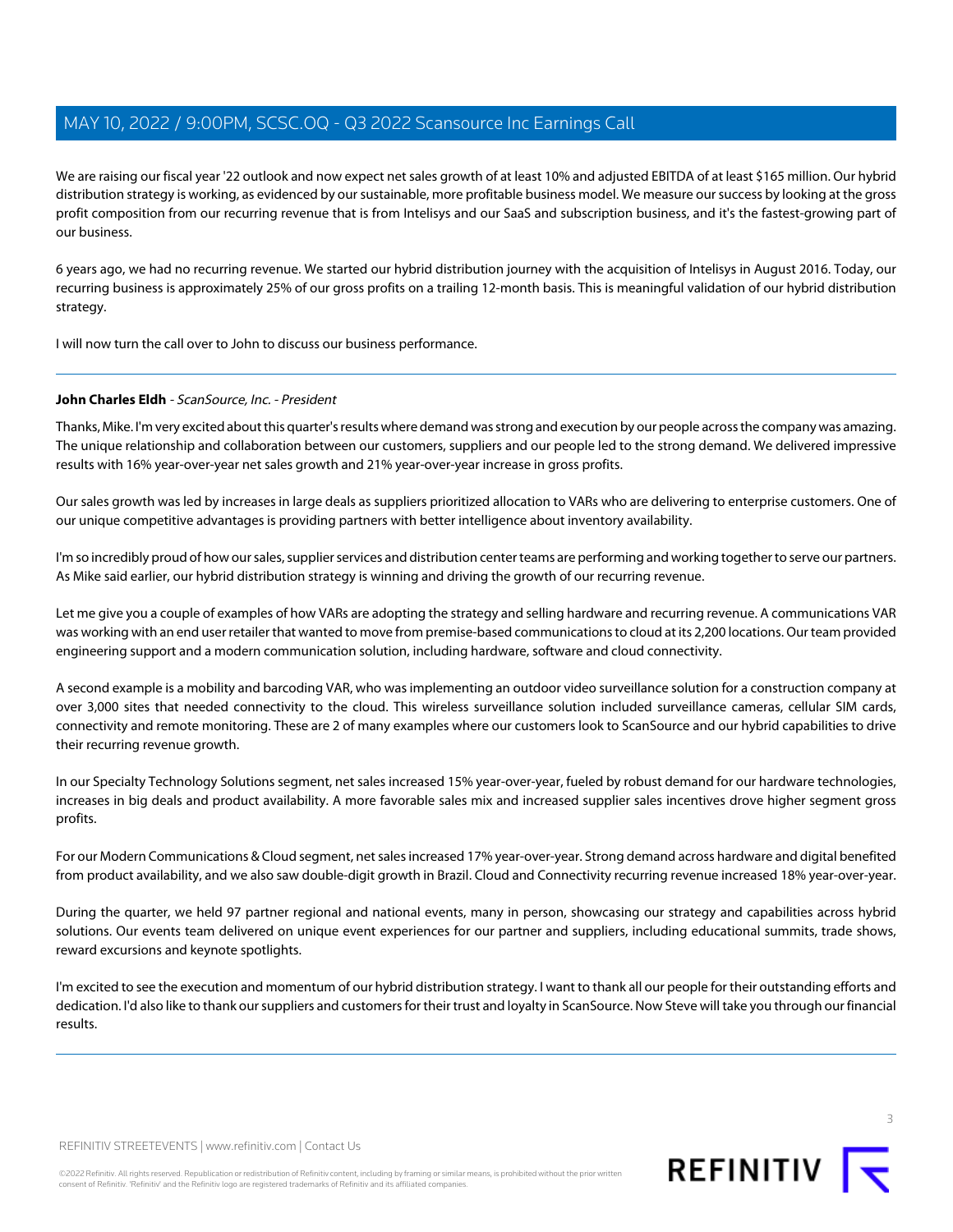We are raising our fiscal year '22 outlook and now expect net sales growth of at least 10% and adjusted EBITDA of at least $165 million. Our hybrid distribution strategy is working, as evidenced by our sustainable, more profitable business model. We measure our success by looking at the gross profit composition from our recurring revenue that is from Intelisys and our SaaS and subscription business, and it's the fastest-growing part of our business.

6 years ago, we had no recurring revenue. We started our hybrid distribution journey with the acquisition of Intelisys in August 2016. Today, our recurring business is approximately 25% of our gross profits on a trailing 12-month basis. This is meaningful validation of our hybrid distribution strategy.

I will now turn the call over to John to discuss our business performance.

---

**John Charles Eldh** - *ScanSource, Inc. - President*

Thanks, Mike. I'm very excited about this quarter's results where demand was strong and execution by our people across the company was amazing. The unique relationship and collaboration between our customers, suppliers and our people led to the strong demand. We delivered impressive results with 16% year-over-year net sales growth and 21% year-over-year increase in gross profits.

Our sales growth was led by increases in large deals as suppliers prioritized allocation to VARs who are delivering to enterprise customers. One of our unique competitive advantages is providing partners with better intelligence about inventory availability.

I'm so incredibly proud of how our sales, supplier services and distribution center teams are performing and working together to serve our partners. As Mike said earlier, our hybrid distribution strategy is winning and driving the growth of our recurring revenue.

Let me give you a couple of examples of how VARs are adopting the strategy and selling hardware and recurring revenue. A communications VAR was working with an end user retailer that wanted to move from premise-based communications to cloud at its 2,200 locations. Our team provided engineering support and a modern communication solution, including hardware, software and cloud connectivity.

A second example is a mobility and barcoding VAR, who was implementing an outdoor video surveillance solution for a construction company at over 3,000 sites that needed connectivity to the cloud. This wireless surveillance solution included surveillance cameras, cellular SIM cards, connectivity and remote monitoring. These are 2 of many examples where our customers look to ScanSource and our hybrid capabilities to drive their recurring revenue growth.

In our Specialty Technology Solutions segment, net sales increased 15% year-over-year, fueled by robust demand for our hardware technologies, increases in big deals and product availability. A more favorable sales mix and increased supplier sales incentives drove higher segment gross profits.

For our Modern Communications & Cloud segment, net sales increased 17% year-over-year. Strong demand across hardware and digital benefited from product availability, and we also saw double-digit growth in Brazil. Cloud and Connectivity recurring revenue increased 18% year-over-year.

During the quarter, we held 97 partner regional and national events, many in person, showcasing our strategy and capabilities across hybrid solutions. Our events team delivered on unique event experiences for our partner and suppliers, including educational summits, trade shows, reward excursions and keynote spotlights.

I'm excited to see the execution and momentum of our hybrid distribution strategy. I want to thank all our people for their outstanding efforts and dedication. I'd also like to thank our suppliers and customers for their trust and loyalty in ScanSource. Now Steve will take you through our financial results.

---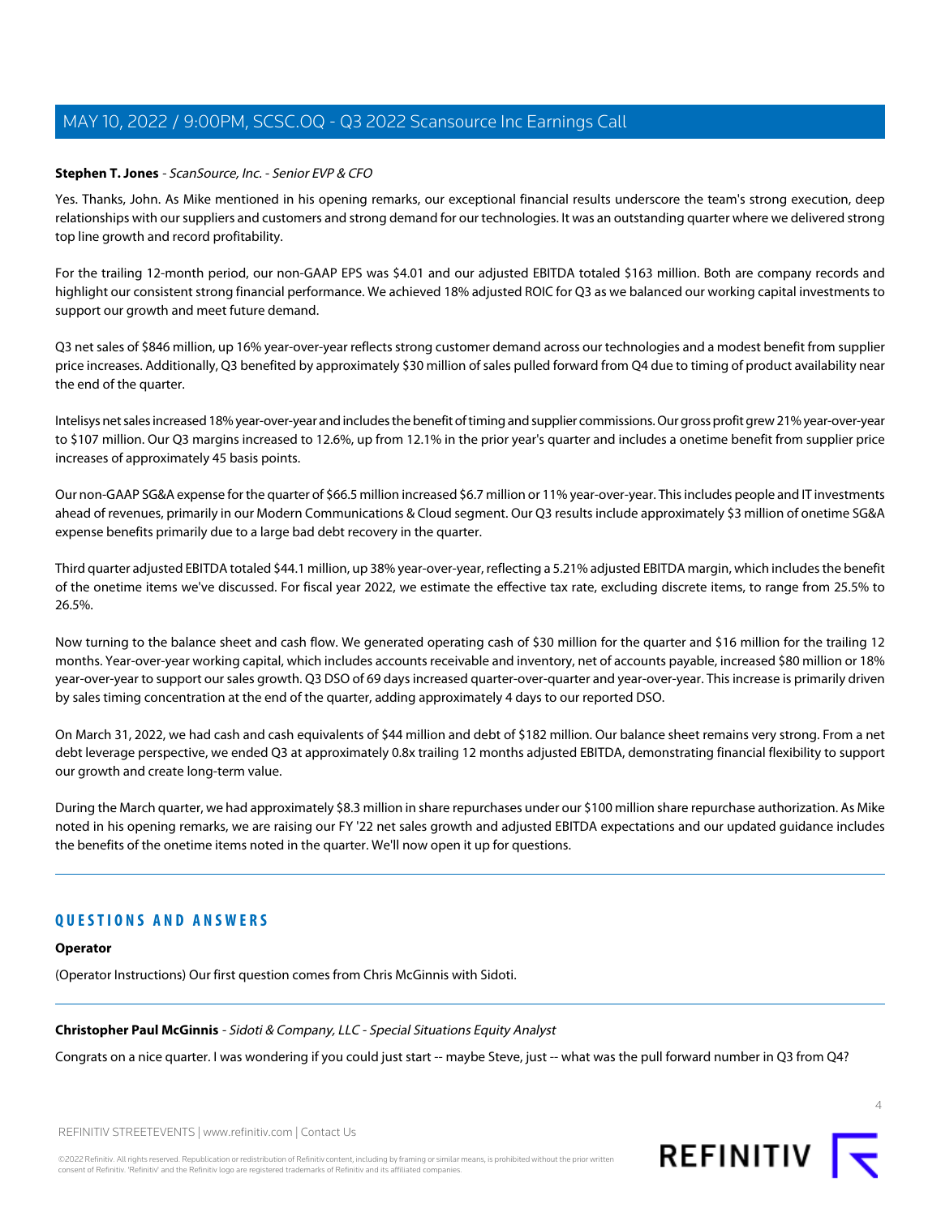**Stephen T. Jones** - *ScanSource, Inc. - Senior EVP & CFO*

Yes. Thanks, John. As Mike mentioned in his opening remarks, our exceptional financial results underscore the team's strong execution, deep relationships with our suppliers and customers and strong demand for our technologies. It was an outstanding quarter where we delivered strong top line growth and record profitability.

For the trailing 12-month period, our non-GAAP EPS was $4.01 and our adjusted EBITDA totaled $163 million. Both are company records and highlight our consistent strong financial performance. We achieved 18% adjusted ROIC for Q3 as we balanced our working capital investments to support our growth and meet future demand.

Q3 net sales of $846 million, up 16% year-over-year reflects strong customer demand across our technologies and a modest benefit from supplier price increases. Additionally, Q3 benefited by approximately $30 million of sales pulled forward from Q4 due to timing of product availability near the end of the quarter.

Intelisys net sales increased 18% year-over-year and includes the benefit of timing and supplier commissions. Our gross profit grew 21% year-over-year to $107 million. Our Q3 margins increased to 12.6%, up from 12.1% in the prior year's quarter and includes a onetime benefit from supplier price increases of approximately 45 basis points.

Our non-GAAP SG&A expense for the quarter of $66.5 million increased $6.7 million or 11% year-over-year. This includes people and IT investments ahead of revenues, primarily in our Modern Communications & Cloud segment. Our Q3 results include approximately $3 million of onetime SG&A expense benefits primarily due to a large bad debt recovery in the quarter.

Third quarter adjusted EBITDA totaled $44.1 million, up 38% year-over-year, reflecting a 5.21% adjusted EBITDA margin, which includes the benefit of the onetime items we've discussed. For fiscal year 2022, we estimate the effective tax rate, excluding discrete items, to range from 25.5% to 26.5%.

Now turning to the balance sheet and cash flow. We generated operating cash of $30 million for the quarter and $16 million for the trailing 12 months. Year-over-year working capital, which includes accounts receivable and inventory, net of accounts payable, increased $80 million or 18% year-over-year to support our sales growth. Q3 DSO of 69 days increased quarter-over-quarter and year-over-year. This increase is primarily driven by sales timing concentration at the end of the quarter, adding approximately 4 days to our reported DSO.

On March 31, 2022, we had cash and cash equivalents of $44 million and debt of $182 million. Our balance sheet remains very strong. From a net debt leverage perspective, we ended Q3 at approximately 0.8x trailing 12 months adjusted EBITDA, demonstrating financial flexibility to support our growth and create long-term value.

During the March quarter, we had approximately $8.3 million in share repurchases under our $100 million share repurchase authorization. As Mike noted in his opening remarks, we are raising our FY '22 net sales growth and adjusted EBITDA expectations and our updated guidance includes the benefits of the onetime items noted in the quarter. We'll now open it up for questions.

---

## QUESTIONS AND ANSWERS

**Operator**

(Operator Instructions) Our first question comes from Chris McGinnis with Sidoti.

---

**Christopher Paul McGinnis** - *Sidoti & Company, LLC - Special Situations Equity Analyst*

Congrats on a nice quarter. I was wondering if you could just start -- maybe Steve, just -- what was the pull forward number in Q3 from Q4?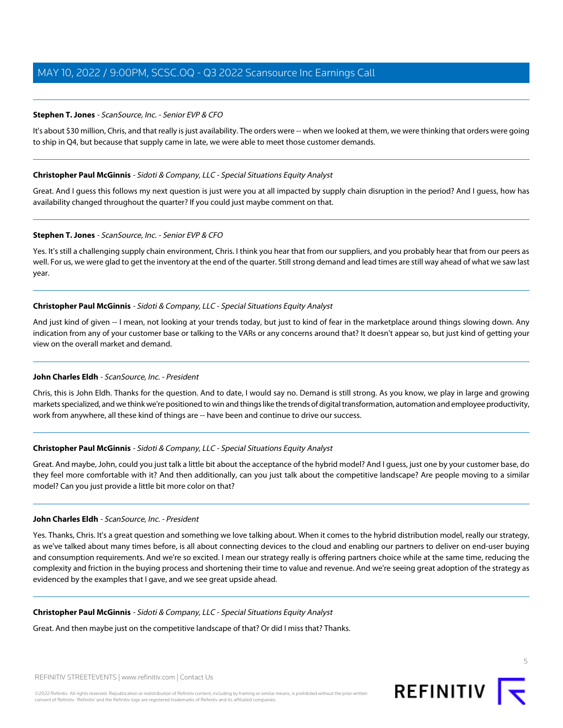**Stephen T. Jones** - *ScanSource, Inc. - Senior EVP & CFO*

It's about $30 million, Chris, and that really is just availability. The orders were -- when we looked at them, we were thinking that orders were going to ship in Q4, but because that supply came in late, we were able to meet those customer demands.

---

**Christopher Paul McGinnis** - *Sidoti & Company, LLC - Special Situations Equity Analyst*

Great. And I guess this follows my next question is just were you at all impacted by supply chain disruption in the period? And I guess, how has availability changed throughout the quarter? If you could just maybe comment on that.

---

**Stephen T. Jones** - *ScanSource, Inc. - Senior EVP & CFO*

Yes. It's still a challenging supply chain environment, Chris. I think you hear that from our suppliers, and you probably hear that from our peers as well. For us, we were glad to get the inventory at the end of the quarter. Still strong demand and lead times are still way ahead of what we saw last year.

---

**Christopher Paul McGinnis** - *Sidoti & Company, LLC - Special Situations Equity Analyst*

And just kind of given -- I mean, not looking at your trends today, but just to kind of fear in the marketplace around things slowing down. Any indication from any of your customer base or talking to the VARs or any concerns around that? It doesn't appear so, but just kind of getting your view on the overall market and demand.

---

**John Charles Eldh** - *ScanSource, Inc. - President*

Chris, this is John Eldh. Thanks for the question. And to date, I would say no. Demand is still strong. As you know, we play in large and growing markets specialized, and we think we're positioned to win and things like the trends of digital transformation, automation and employee productivity, work from anywhere, all these kind of things are -- have been and continue to drive our success.

---

**Christopher Paul McGinnis** - *Sidoti & Company, LLC - Special Situations Equity Analyst*

Great. And maybe, John, could you just talk a little bit about the acceptance of the hybrid model? And I guess, just one by your customer base, do they feel more comfortable with it? And then additionally, can you just talk about the competitive landscape? Are people moving to a similar model? Can you just provide a little bit more color on that?

---

**John Charles Eldh** - *ScanSource, Inc. - President*

Yes. Thanks, Chris. It's a great question and something we love talking about. When it comes to the hybrid distribution model, really our strategy, as we've talked about many times before, is all about connecting devices to the cloud and enabling our partners to deliver on end-user buying and consumption requirements. And we're so excited. I mean our strategy really is offering partners choice while at the same time, reducing the complexity and friction in the buying process and shortening their time to value and revenue. And we're seeing great adoption of the strategy as evidenced by the examples that I gave, and we see great upside ahead.

---

**Christopher Paul McGinnis** - *Sidoti & Company, LLC - Special Situations Equity Analyst*

Great. And then maybe just on the competitive landscape of that? Or did I miss that? Thanks.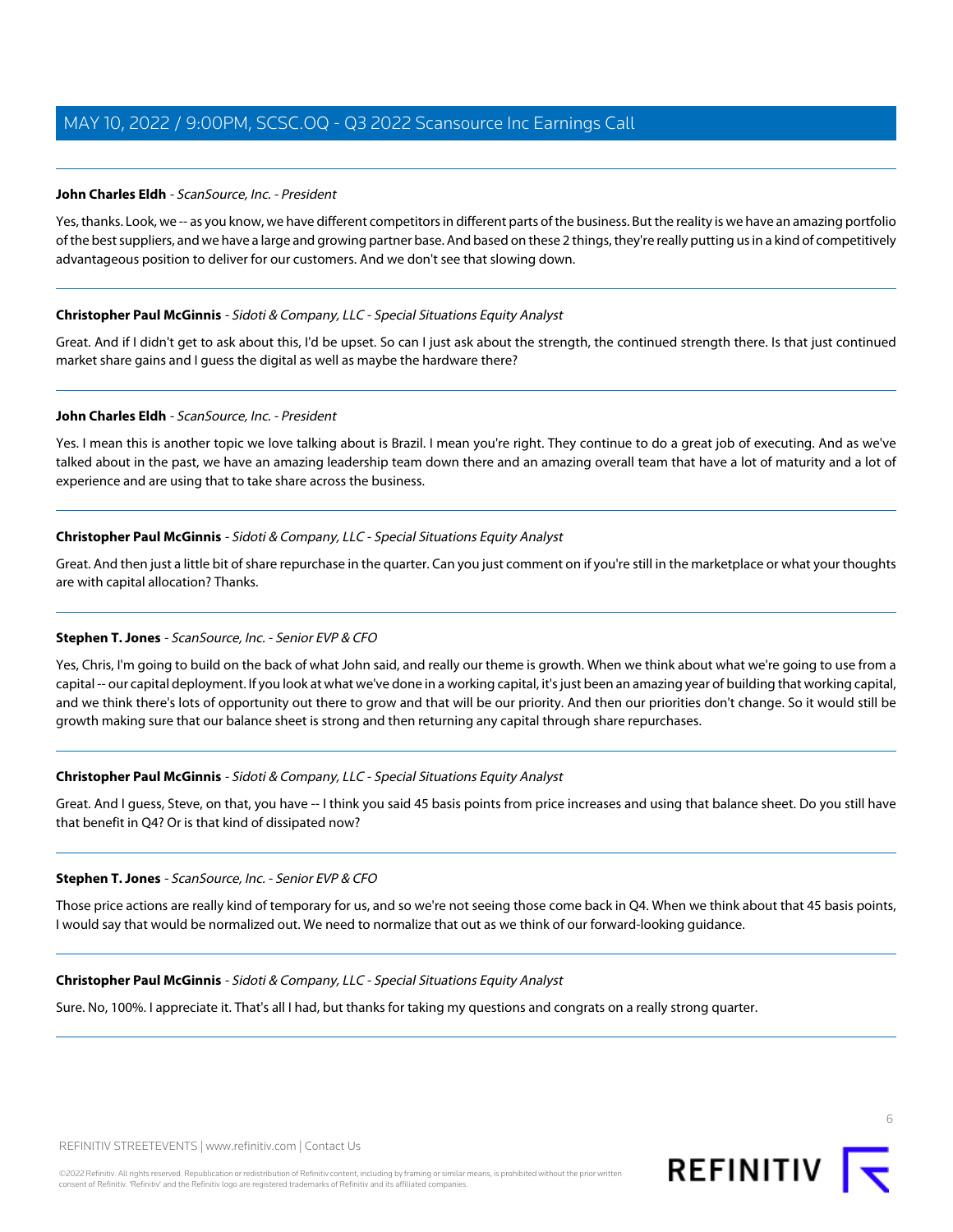**John Charles Eldh** - *ScanSource, Inc. - President*

Yes, thanks. Look, we -- as you know, we have different competitors in different parts of the business. But the reality is we have an amazing portfolio of the best suppliers, and we have a large and growing partner base. And based on these 2 things, they're really putting us in a kind of competitively advantageous position to deliver for our customers. And we don't see that slowing down.

---

**Christopher Paul McGinnis** - *Sidoti & Company, LLC - Special Situations Equity Analyst*

Great. And if I didn't get to ask about this, I'd be upset. So can I just ask about the strength, the continued strength there. Is that just continued market share gains and I guess the digital as well as maybe the hardware there?

---

**John Charles Eldh** - *ScanSource, Inc. - President*

Yes. I mean this is another topic we love talking about is Brazil. I mean you're right. They continue to do a great job of executing. And as we've talked about in the past, we have an amazing leadership team down there and an amazing overall team that have a lot of maturity and a lot of experience and are using that to take share across the business.

---

**Christopher Paul McGinnis** - *Sidoti & Company, LLC - Special Situations Equity Analyst*

Great. And then just a little bit of share repurchase in the quarter. Can you just comment on if you're still in the marketplace or what your thoughts are with capital allocation? Thanks.

---

**Stephen T. Jones** - *ScanSource, Inc. - Senior EVP & CFO*

Yes, Chris, I'm going to build on the back of what John said, and really our theme is growth. When we think about what we're going to use from a capital -- our capital deployment. If you look at what we've done in a working capital, it's just been an amazing year of building that working capital, and we think there's lots of opportunity out there to grow and that will be our priority. And then our priorities don't change. So it would still be growth making sure that our balance sheet is strong and then returning any capital through share repurchases.

---

**Christopher Paul McGinnis** - *Sidoti & Company, LLC - Special Situations Equity Analyst*

Great. And I guess, Steve, on that, you have -- I think you said 45 basis points from price increases and using that balance sheet. Do you still have that benefit in Q4? Or is that kind of dissipated now?

---

**Stephen T. Jones** - *ScanSource, Inc. - Senior EVP & CFO*

Those price actions are really kind of temporary for us, and so we're not seeing those come back in Q4. When we think about that 45 basis points, I would say that would be normalized out. We need to normalize that out as we think of our forward-looking guidance.

---

**Christopher Paul McGinnis** - *Sidoti & Company, LLC - Special Situations Equity Analyst*

Sure. No, 100%. I appreciate it. That's all I had, but thanks for taking my questions and congrats on a really strong quarter.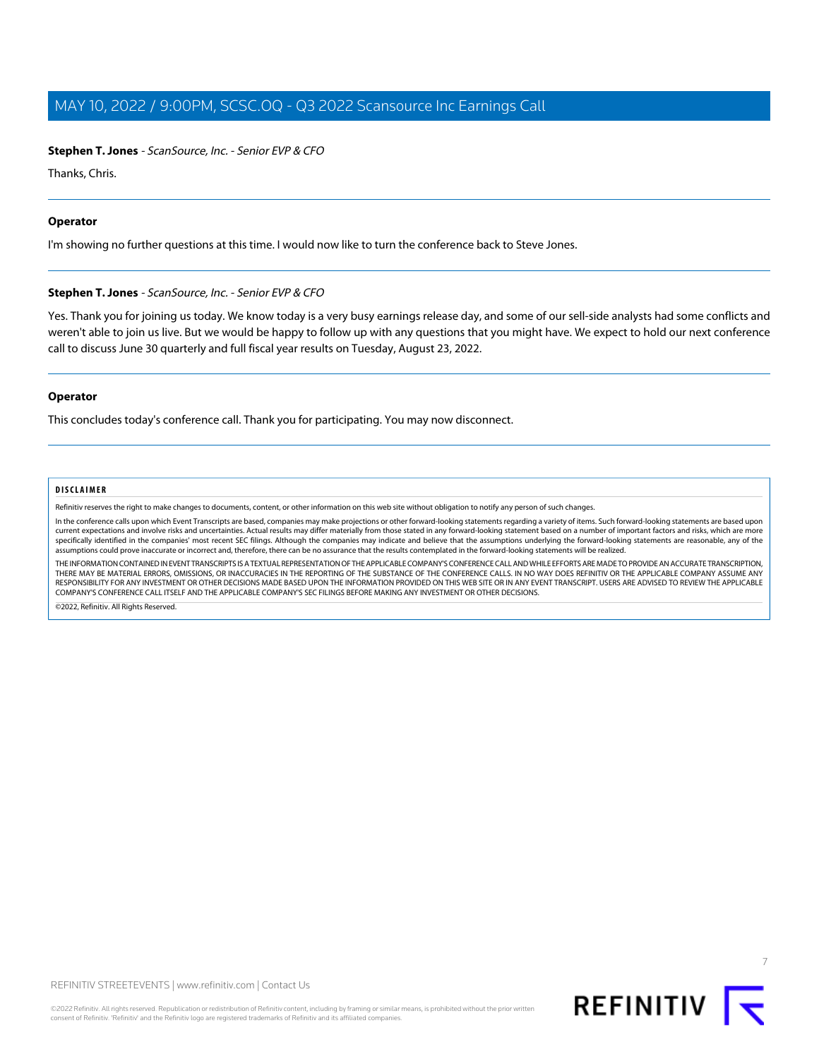**Stephen T. Jones** - *ScanSource, Inc. - Senior EVP & CFO*

Thanks, Chris.

---

**Operator**

I'm showing no further questions at this time. I would now like to turn the conference back to Steve Jones.

---

**Stephen T. Jones** - *ScanSource, Inc. - Senior EVP & CFO*

Yes. Thank you for joining us today. We know today is a very busy earnings release day, and some of our sell-side analysts had some conflicts and weren't able to join us live. But we would be happy to follow up with any questions that you might have. We expect to hold our next conference call to discuss June 30 quarterly and full fiscal year results on Tuesday, August 23, 2022.

---

**Operator**

This concludes today's conference call. Thank you for participating. You may now disconnect.

---

**DISCLAIMER**

Refinitiv reserves the right to make changes to documents, content, or other information on this web site without obligation to notify any person of such changes.

In the conference calls upon which Event Transcripts are based, companies may make projections or other forward-looking statements regarding a variety of items. Such forward-looking statements are based upon current expectations and involve risks and uncertainties. Actual results may differ materially from those stated in any forward-looking statement based on a number of important factors and risks, which are more specifically identified in the companies' most recent SEC filings. Although the companies may indicate and believe that the assumptions underlying the forward-looking statements are reasonable, any of the assumptions could prove inaccurate or incorrect and, therefore, there can be no assurance that the results contemplated in the forward-looking statements will be realized.

THE INFORMATION CONTAINED IN EVENT TRANSCRIPTS IS A TEXTUAL REPRESENTATION OF THE APPLICABLE COMPANY'S CONFERENCE CALL AND WHILE EFFORTS ARE MADE TO PROVIDE AN ACCURATE TRANSCRIPTION, THERE MAY BE MATERIAL ERRORS, OMISSIONS, OR INACCURACIES IN THE REPORTING OF THE SUBSTANCE OF THE CONFERENCE CALLS. IN NO WAY DOES REFINITIV OR THE APPLICABLE COMPANY ASSUME ANY RESPONSIBILITY FOR ANY INVESTMENT OR OTHER DECISIONS MADE BASED UPON THE INFORMATION PROVIDED ON THIS WEB SITE OR IN ANY EVENT TRANSCRIPT. USERS ARE ADVISED TO REVIEW THE APPLICABLE COMPANY'S CONFERENCE CALL ITSELF AND THE APPLICABLE COMPANY'S SEC FILINGS BEFORE MAKING ANY INVESTMENT OR OTHER DECISIONS.

©2022, Refinitiv. All Rights Reserved.